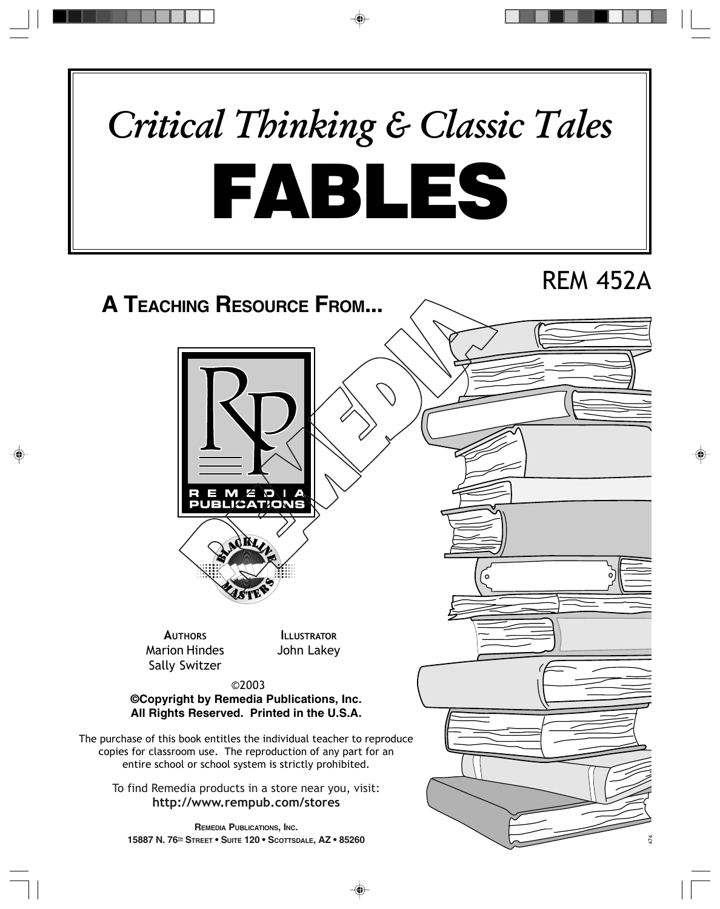# *Critical Thinking & Classic Tales*

# FABLES

REM 452A

**A TEACHING RESOURCE FROM...**

REMEDIA PUBLICATIONS

BLACKLINE MASTERS

**AUTHORS**
Marion Hindes
Sally Switzer

**ILLUSTRATOR**
John Lakey

©2003
**©Copyright by Remedia Publications, Inc.**
**All Rights Reserved. Printed in the U.S.A.**

The purchase of this book entitles the individual teacher to reproduce copies for classroom use. The reproduction of any part for an entire school or school system is strictly prohibited.

To find Remedia products in a store near you, visit:
**http://www.rempub.com/stores**

**REMEDIA PUBLICATIONS, INC.**
**15887 N. 76TH STREET • SUITE 120 • SCOTTSDALE, AZ • 85260**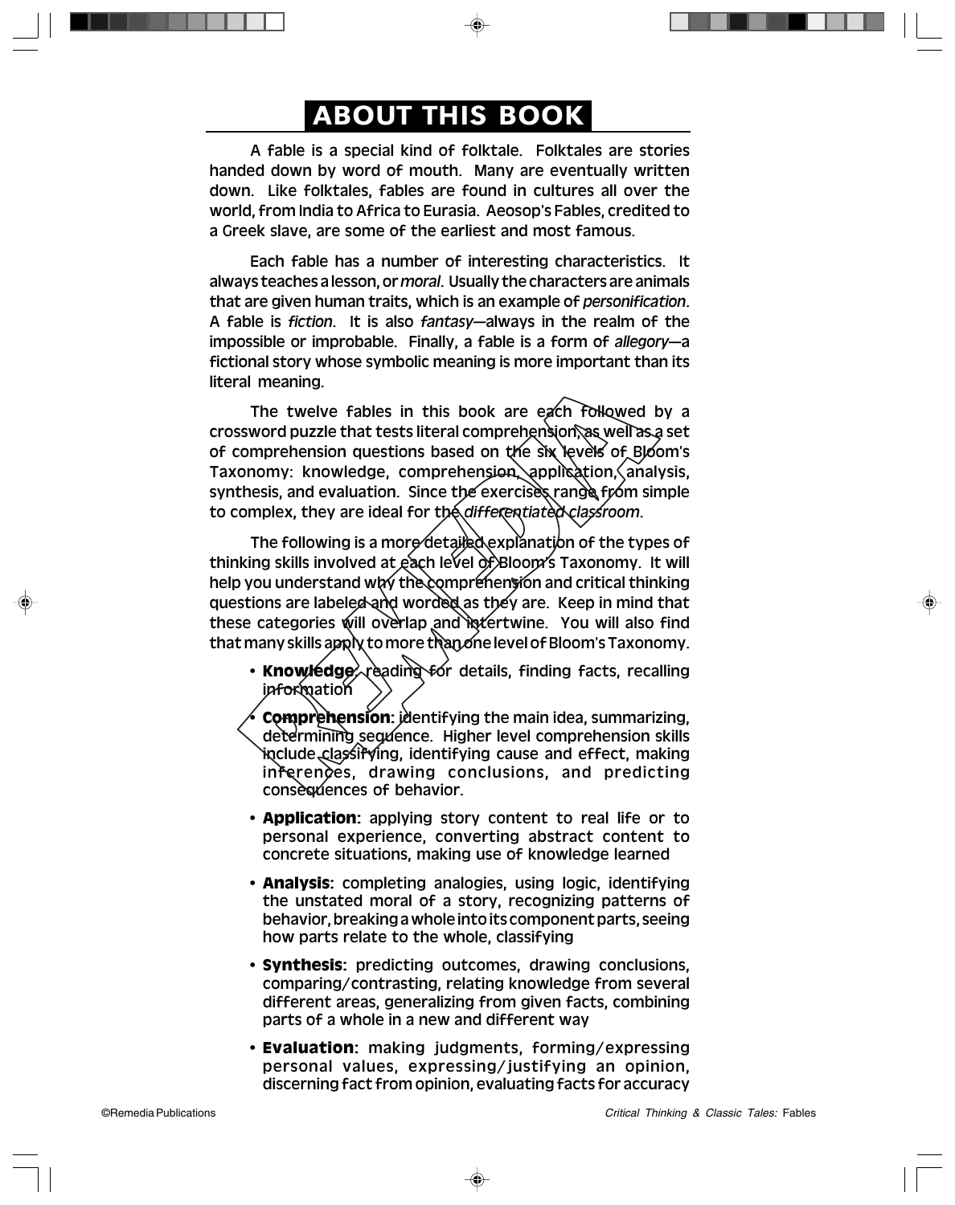# ABOUT THIS BOOK

A fable is a special kind of folktale. Folktales are stories handed down by word of mouth. Many are eventually written down. Like folktales, fables are found in cultures all over the world, from India to Africa to Eurasia. Aeosop's Fables, credited to a Greek slave, are some of the earliest and most famous.

Each fable has a number of interesting characteristics. It always teaches a lesson, or *moral*. Usually the characters are animals that are given human traits, which is an example of *personification*. A fable is *fiction*. It is also *fantasy*—always in the realm of the impossible or improbable. Finally, a fable is a form of *allegory*—a fictional story whose symbolic meaning is more important than its literal meaning.

The twelve fables in this book are each followed by a crossword puzzle that tests literal comprehension, as well as a set of comprehension questions based on the six levels of Bloom's Taxonomy: knowledge, comprehension, application, analysis, synthesis, and evaluation. Since the exercises range from simple to complex, they are ideal for the *differentiated classroom*.

The following is a more detailed explanation of the types of thinking skills involved at each level of Bloom's Taxonomy. It will help you understand why the comprehension and critical thinking questions are labeled and worded as they are. Keep in mind that these categories will overlap and intertwine. You will also find that many skills apply to more than one level of Bloom's Taxonomy.

- **Knowledge**: reading for details, finding facts, recalling information
- **Comprehension**: identifying the main idea, summarizing, determining sequence. Higher level comprehension skills include classifying, identifying cause and effect, making inferences, drawing conclusions, and predicting consequences of behavior.
- **Application**: applying story content to real life or to personal experience, converting abstract content to concrete situations, making use of knowledge learned
- **Analysis**: completing analogies, using logic, identifying the unstated moral of a story, recognizing patterns of behavior, breaking a whole into its component parts, seeing how parts relate to the whole, classifying
- **Synthesis**: predicting outcomes, drawing conclusions, comparing/contrasting, relating knowledge from several different areas, generalizing from given facts, combining parts of a whole in a new and different way
- **Evaluation**: making judgments, forming/expressing personal values, expressing/justifying an opinion, discerning fact from opinion, evaluating facts for accuracy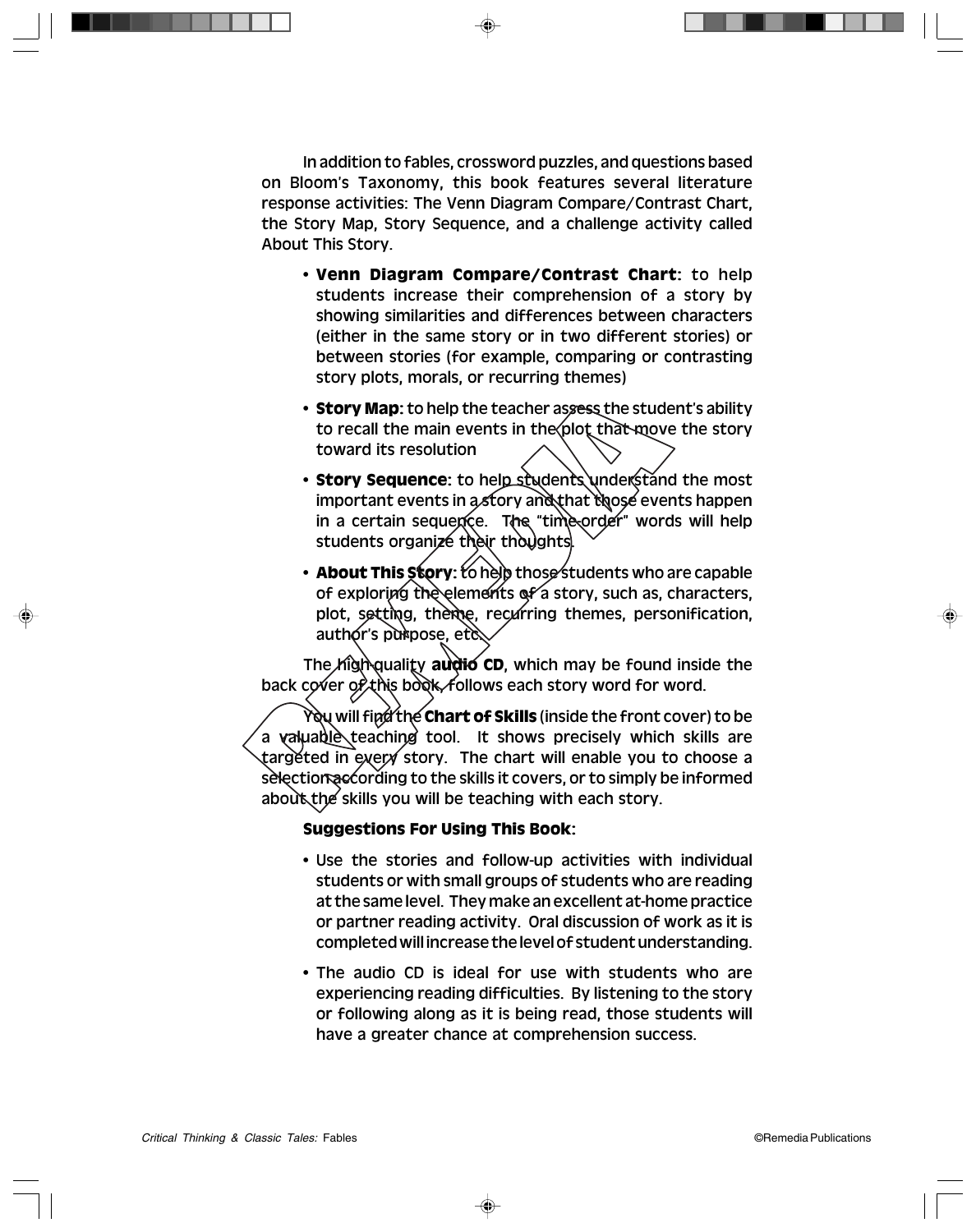In addition to fables, crossword puzzles, and questions based on Bloom's Taxonomy, this book features several literature response activities: The Venn Diagram Compare/Contrast Chart, the Story Map, Story Sequence, and a challenge activity called About This Story.

- **Venn Diagram Compare/Contrast Chart**: to help students increase their comprehension of a story by showing similarities and differences between characters (either in the same story or in two different stories) or between stories (for example, comparing or contrasting story plots, morals, or recurring themes)
- **Story Map**: to help the teacher assess the student's ability to recall the main events in the plot that move the story toward its resolution
- **Story Sequence**: to help students understand the most important events in a story and that those events happen in a certain sequence. The "time-order" words will help students organize their thoughts.
- **About This Story**: to help those students who are capable of exploring the elements of a story, such as, characters, plot, setting, theme, recurring themes, personification, author's purpose, etc.

The high-quality **audio CD**, which may be found inside the back cover of this book, follows each story word for word.

You will find the **Chart of Skills** (inside the front cover) to be a valuable teaching tool. It shows precisely which skills are targeted in every story. The chart will enable you to choose a selection according to the skills it covers, or to simply be informed about the skills you will be teaching with each story.

**Suggestions For Using This Book:**

- Use the stories and follow-up activities with individual students or with small groups of students who are reading at the same level. They make an excellent at-home practice or partner reading activity. Oral discussion of work as it is completed will increase the level of student understanding.
- The audio CD is ideal for use with students who are experiencing reading difficulties. By listening to the story or following along as it is being read, those students will have a greater chance at comprehension success.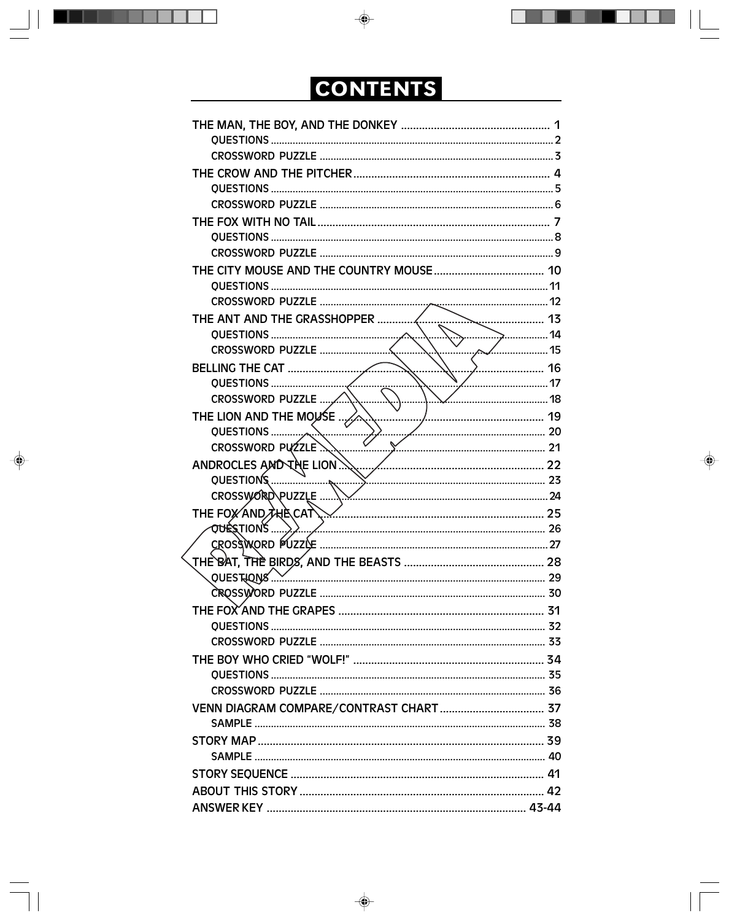# CONTENTS

THE MAN, THE BOY, AND THE DONKEY .......... 1
- QUESTIONS .......... 2
- CROSSWORD PUZZLE .......... 3

THE CROW AND THE PITCHER .......... 4
- QUESTIONS .......... 5
- CROSSWORD PUZZLE .......... 6

THE FOX WITH NO TAIL .......... 7
- QUESTIONS .......... 8
- CROSSWORD PUZZLE .......... 9

THE CITY MOUSE AND THE COUNTRY MOUSE .......... 10
- QUESTIONS .......... 11
- CROSSWORD PUZZLE .......... 12

THE ANT AND THE GRASSHOPPER .......... 13
- QUESTIONS .......... 14
- CROSSWORD PUZZLE .......... 15

BELLING THE CAT .......... 16
- QUESTIONS .......... 17
- CROSSWORD PUZZLE .......... 18

THE LION AND THE MOUSE .......... 19
- QUESTIONS .......... 20
- CROSSWORD PUZZLE .......... 21

ANDROCLES AND THE LION .......... 22
- QUESTIONS .......... 23
- CROSSWORD PUZZLE .......... 24

THE FOX AND THE CAT .......... 25
- QUESTIONS .......... 26
- CROSSWORD PUZZLE .......... 27

THE BAT, THE BIRDS, AND THE BEASTS .......... 28
- QUESTIONS .......... 29
- CROSSWORD PUZZLE .......... 30

THE FOX AND THE GRAPES .......... 31
- QUESTIONS .......... 32
- CROSSWORD PUZZLE .......... 33

THE BOY WHO CRIED "WOLF!" .......... 34
- QUESTIONS .......... 35
- CROSSWORD PUZZLE .......... 36

VENN DIAGRAM COMPARE/CONTRAST CHART .......... 37
- SAMPLE .......... 38

STORY MAP .......... 39
- SAMPLE .......... 40

STORY SEQUENCE .......... 41

ABOUT THIS STORY .......... 42

ANSWER KEY .......... 43-44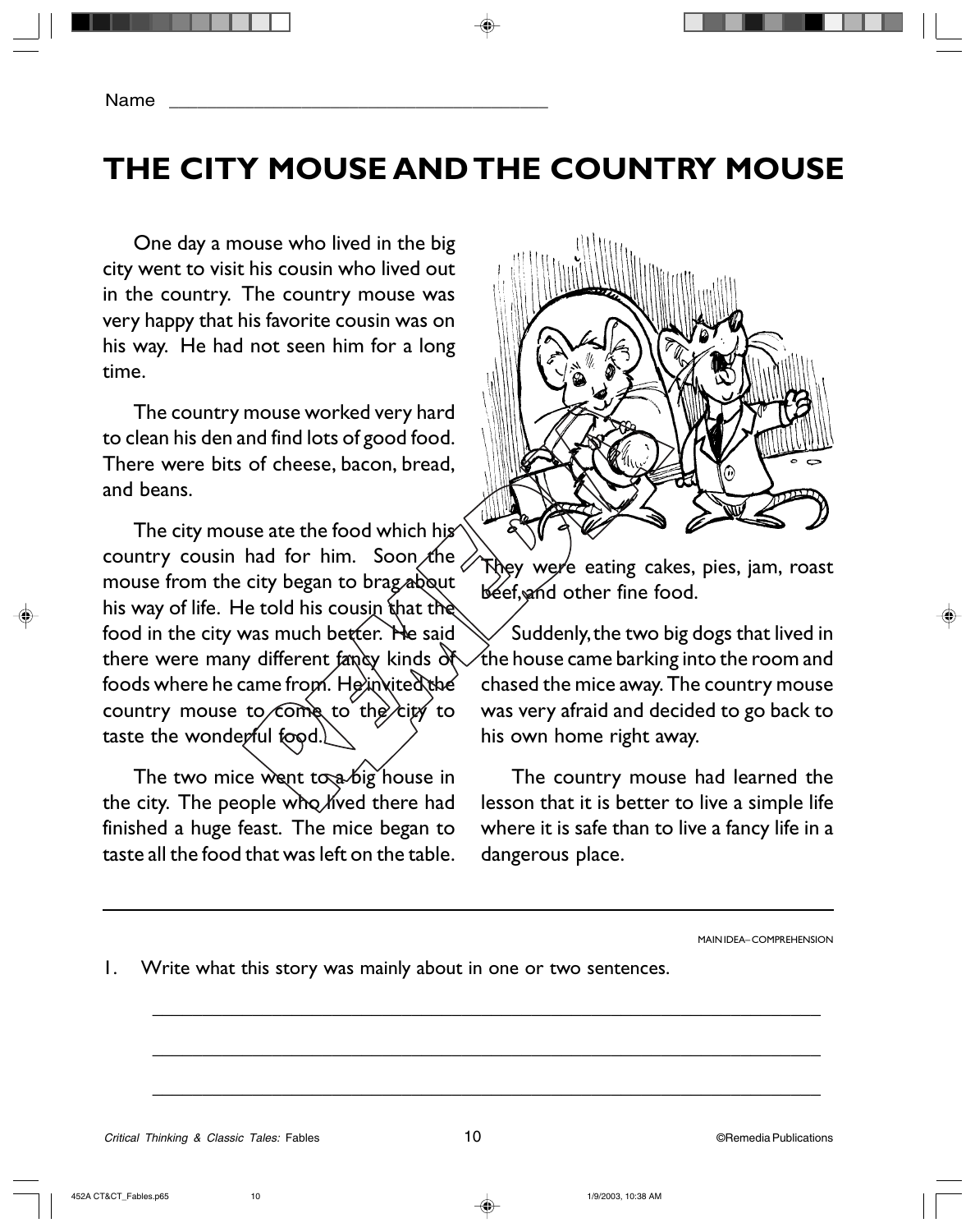Name ______________________________________

# THE CITY MOUSE AND THE COUNTRY MOUSE

One day a mouse who lived in the big city went to visit his cousin who lived out in the country. The country mouse was very happy that his favorite cousin was on his way. He had not seen him for a long time.

The country mouse worked very hard to clean his den and find lots of good food. There were bits of cheese, bacon, bread, and beans.

The city mouse ate the food which his country cousin had for him. Soon the mouse from the city began to brag about his way of life. He told his cousin that the food in the city was much better. He said there were many different fancy kinds of foods where he came from. He invited the country mouse to come to the city to taste the wonderful food.

The two mice went to a big house in the city. The people who lived there had finished a huge feast. The mice began to taste all the food that was left on the table. They were eating cakes, pies, jam, roast beef, and other fine food.

Suddenly, the two big dogs that lived in the house came barking into the room and chased the mice away. The country mouse was very afraid and decided to go back to his own home right away.

The country mouse had learned the lesson that it is better to live a simple life where it is safe than to live a fancy life in a dangerous place.

---

MAIN IDEA– COMPREHENSION

1. Write what this story was mainly about in one or two sentences.

_______________________________________________________________

_______________________________________________________________

_______________________________________________________________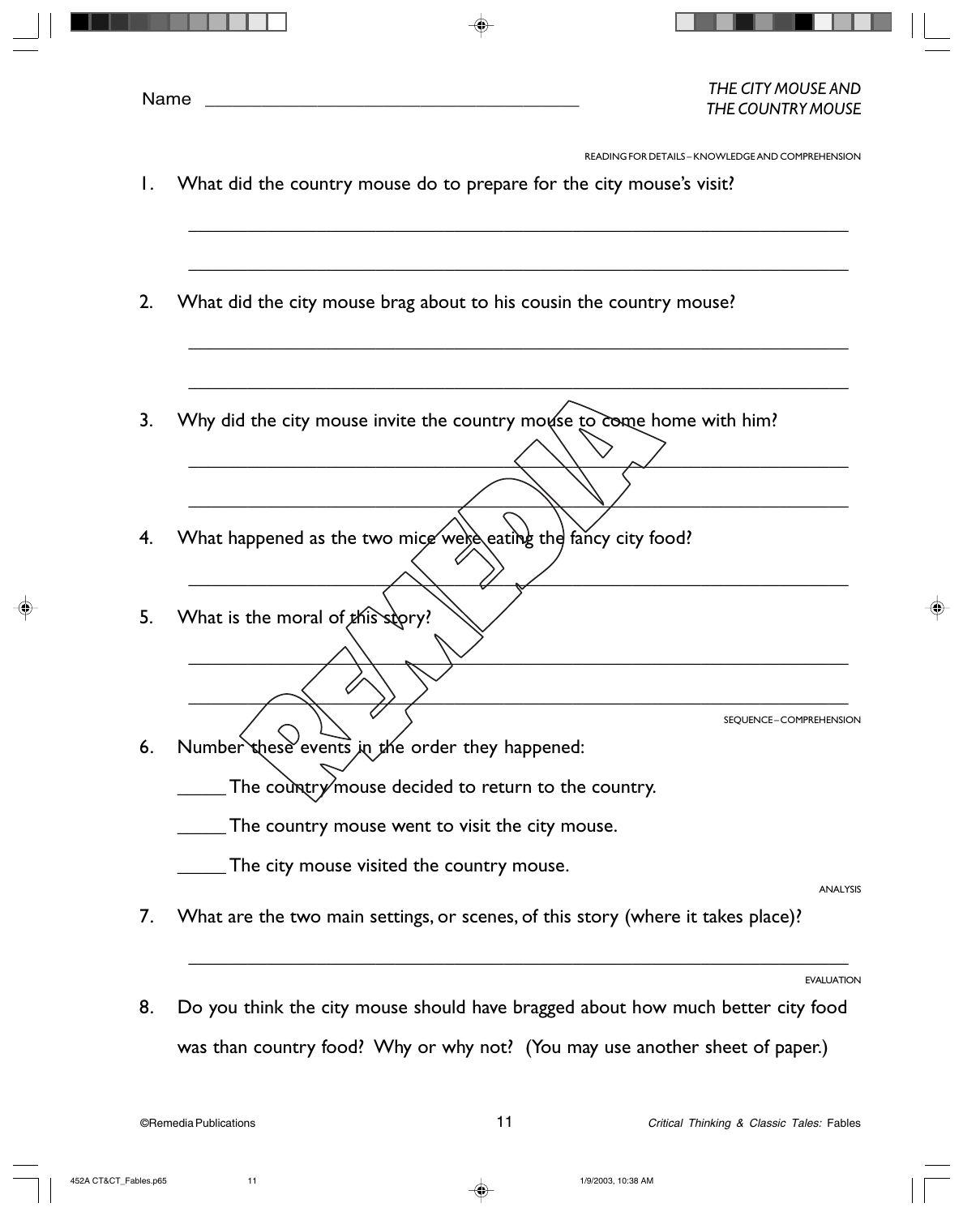Name ________________________________________

*THE CITY MOUSE AND THE COUNTRY MOUSE*

READING FOR DETAILS – KNOWLEDGE AND COMPREHENSION

1. What did the country mouse do to prepare for the city mouse's visit?

_______________________________________________________________

_______________________________________________________________

2. What did the city mouse brag about to his cousin the country mouse?

_______________________________________________________________

_______________________________________________________________

3. Why did the city mouse invite the country mouse to come home with him?

_______________________________________________________________

_______________________________________________________________

4. What happened as the two mice were eating the fancy city food?

_______________________________________________________________

5. What is the moral of this story?

_______________________________________________________________

_______________________________________________________________

SEQUENCE – COMPREHENSION

6. Number these events in the order they happened:

   _____ The country mouse decided to return to the country.

   _____ The country mouse went to visit the city mouse.

   _____ The city mouse visited the country mouse.

ANALYSIS

7. What are the two main settings, or scenes, of this story (where it takes place)?

_______________________________________________________________

EVALUATION

8. Do you think the city mouse should have bragged about how much better city food was than country food? Why or why not? (You may use another sheet of paper.)

©Remedia Publications — *Critical Thinking & Classic Tales:* Fables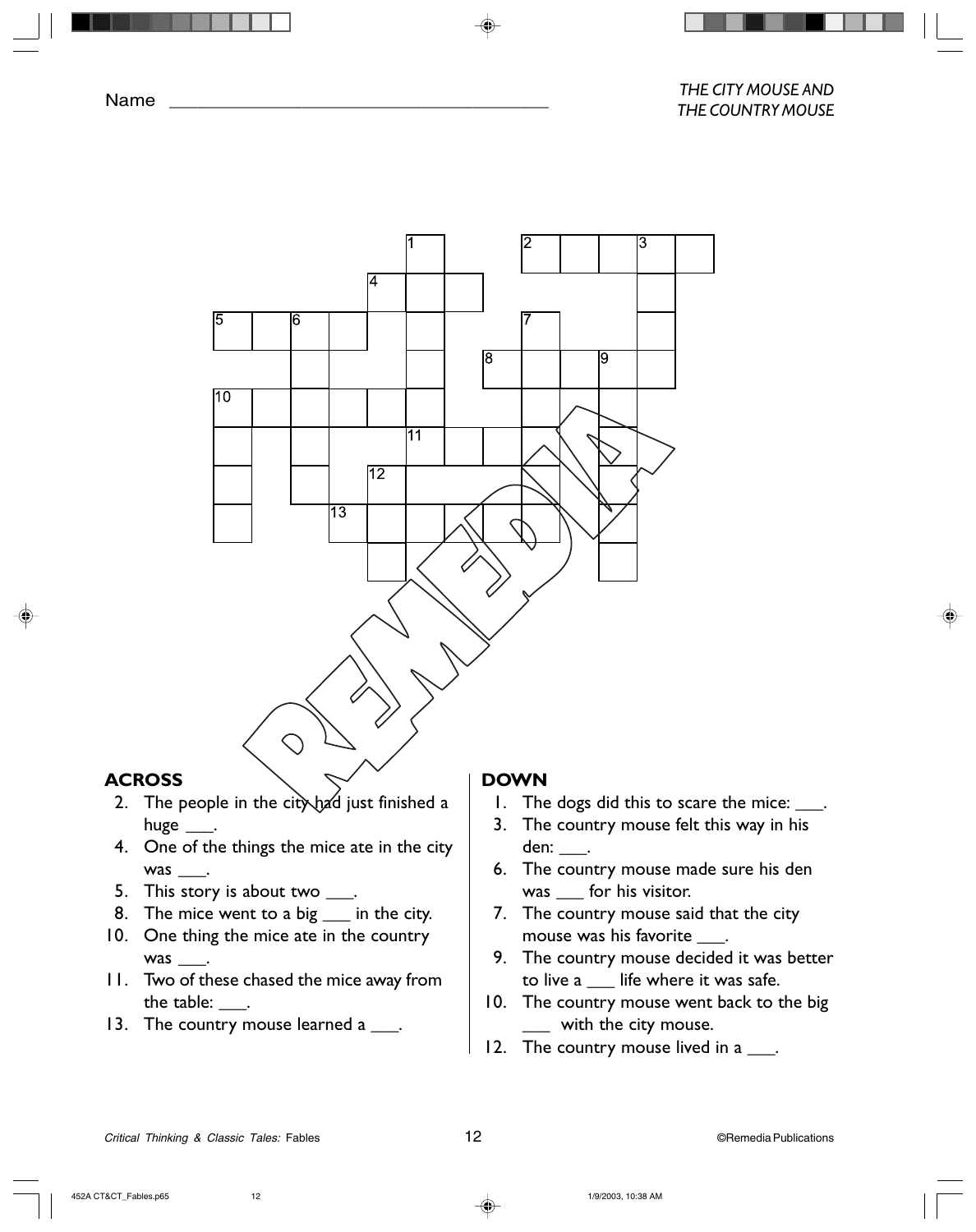Name ___________________________________

*THE CITY MOUSE AND THE COUNTRY MOUSE*

## ACROSS

2. The people in the city had just finished a huge ___.
4. One of the things the mice ate in the city was ___.
5. This story is about two ___.
8. The mice went to a big ___ in the city.
10. One thing the mice ate in the country was ___.
11. Two of these chased the mice away from the table: ___.
13. The country mouse learned a ___.

## DOWN

1. The dogs did this to scare the mice: ___.
3. The country mouse felt this way in his den: ___.
6. The country mouse made sure his den was ___ for his visitor.
7. The country mouse said that the city mouse was his favorite ___.
9. The country mouse decided it was better to live a ___ life where it was safe.
10. The country mouse went back to the big ___ with the city mouse.
12. The country mouse lived in a ___.